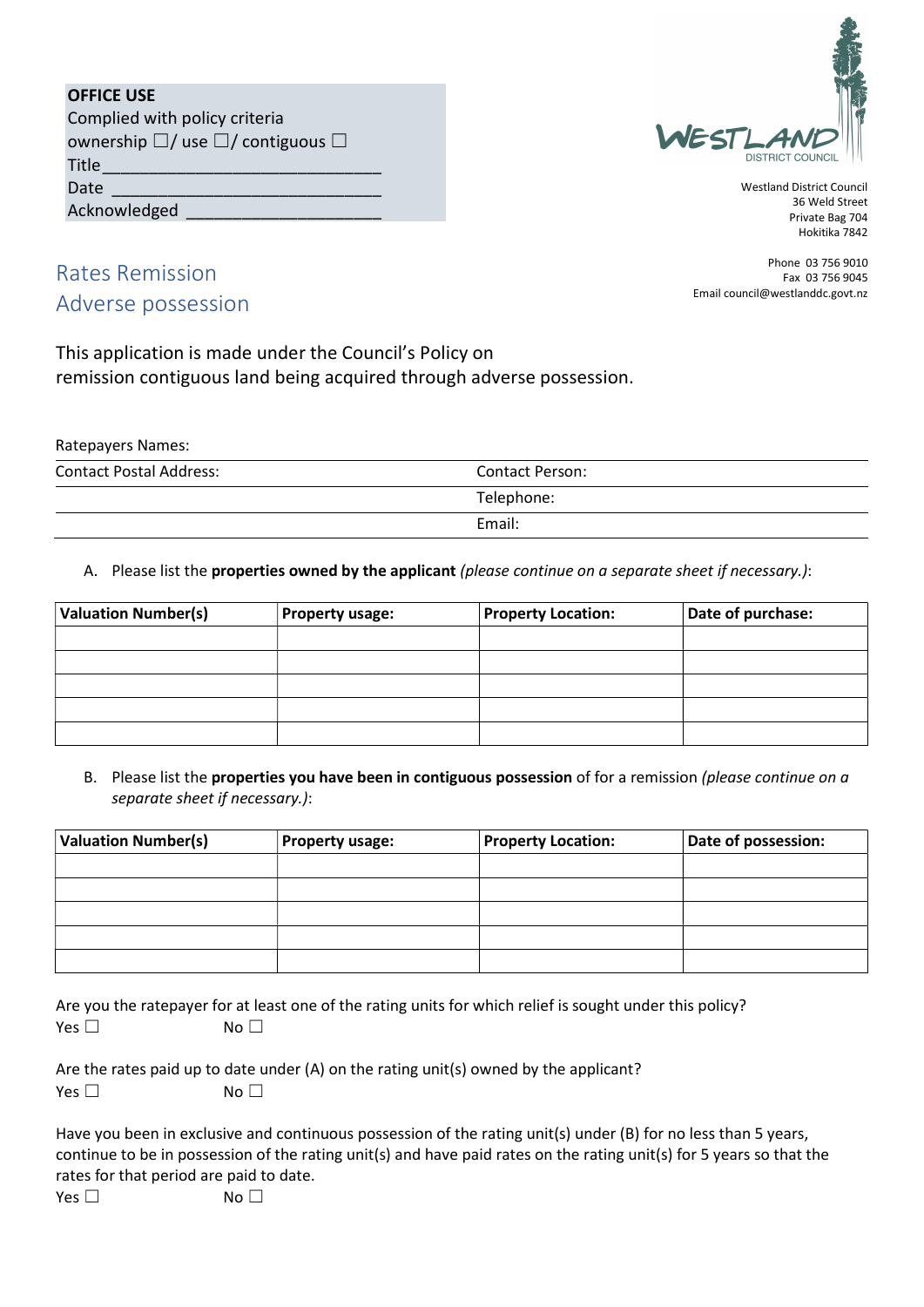**OFFICE USE**
Complied with policy criteria
ownership ☐/ use ☐/ contiguous ☐
Title_____________________________
Date _____________________________
Acknowledged _____________________

Westland District Council
36 Weld Street
Private Bag 704
Hokitika 7842

Phone 03 756 9010
Fax 03 756 9045
Email council@westlanddc.govt.nz

# Rates Remission
# Adverse possession

This application is made under the Council's Policy on
remission contiguous land being acquired through adverse possession.

| Ratepayers Names: | |
|---|---|
| Contact Postal Address: | Contact Person: |
| | Telephone: |
| | Email: |

A. Please list the **properties owned by the applicant** *(please continue on a separate sheet if necessary.)*:

| Valuation Number(s) | Property usage: | Property Location: | Date of purchase: |
|---|---|---|---|
| | | | |
| | | | |
| | | | |
| | | | |
| | | | |

B. Please list the **properties you have been in contiguous possession** of for a remission *(please continue on a separate sheet if necessary.)*:

| Valuation Number(s) | Property usage: | Property Location: | Date of possession: |
|---|---|---|---|
| | | | |
| | | | |
| | | | |
| | | | |
| | | | |

Are you the ratepayer for at least one of the rating units for which relief is sought under this policy?
Yes ☐ No ☐

Are the rates paid up to date under (A) on the rating unit(s) owned by the applicant?
Yes ☐ No ☐

Have you been in exclusive and continuous possession of the rating unit(s) under (B) for no less than 5 years, continue to be in possession of the rating unit(s) and have paid rates on the rating unit(s) for 5 years so that the rates for that period are paid to date.
Yes ☐ No ☐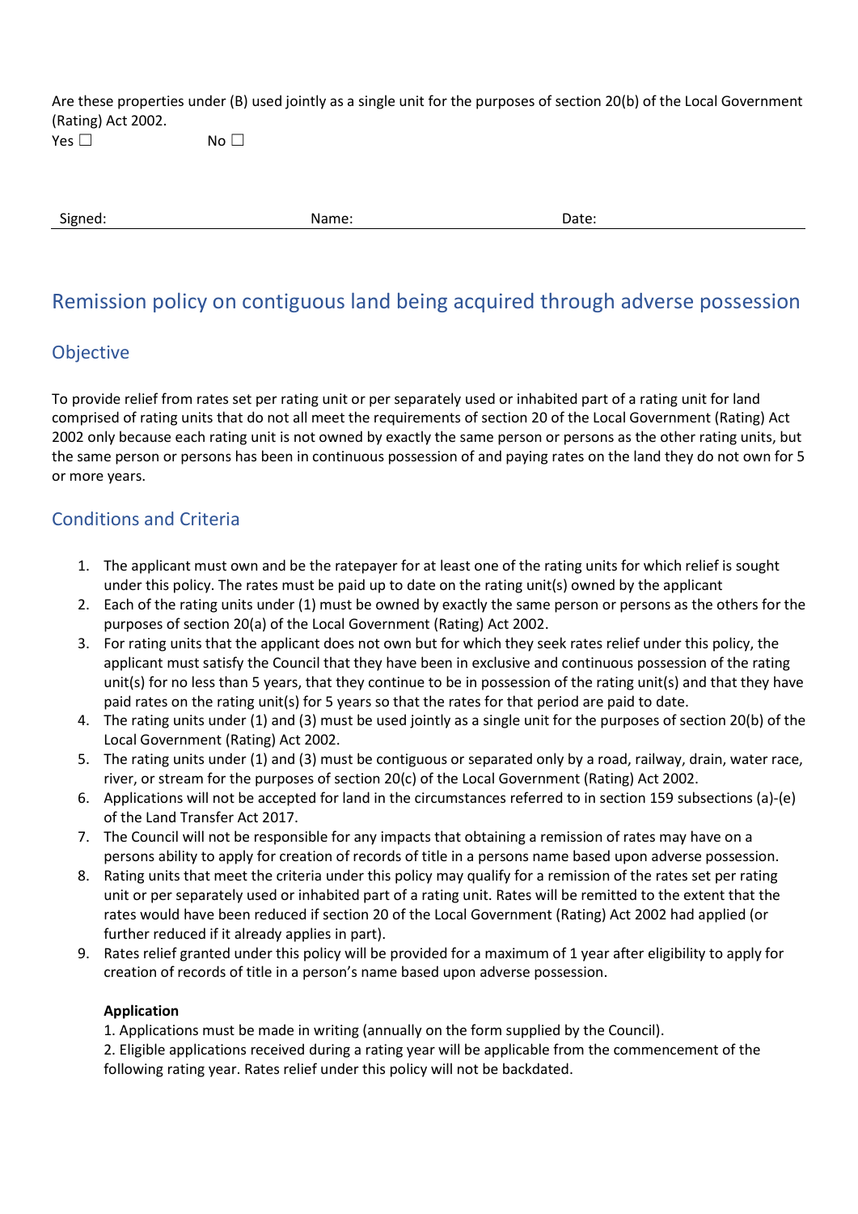Are these properties under (B) used jointly as a single unit for the purposes of section 20(b) of the Local Government (Rating) Act 2002.

Yes ☐ No ☐

Signed: Name: Date:

## Remission policy on contiguous land being acquired through adverse possession

### Objective

To provide relief from rates set per rating unit or per separately used or inhabited part of a rating unit for land comprised of rating units that do not all meet the requirements of section 20 of the Local Government (Rating) Act 2002 only because each rating unit is not owned by exactly the same person or persons as the other rating units, but the same person or persons has been in continuous possession of and paying rates on the land they do not own for 5 or more years.

### Conditions and Criteria

1. The applicant must own and be the ratepayer for at least one of the rating units for which relief is sought under this policy. The rates must be paid up to date on the rating unit(s) owned by the applicant
2. Each of the rating units under (1) must be owned by exactly the same person or persons as the others for the purposes of section 20(a) of the Local Government (Rating) Act 2002.
3. For rating units that the applicant does not own but for which they seek rates relief under this policy, the applicant must satisfy the Council that they have been in exclusive and continuous possession of the rating unit(s) for no less than 5 years, that they continue to be in possession of the rating unit(s) and that they have paid rates on the rating unit(s) for 5 years so that the rates for that period are paid to date.
4. The rating units under (1) and (3) must be used jointly as a single unit for the purposes of section 20(b) of the Local Government (Rating) Act 2002.
5. The rating units under (1) and (3) must be contiguous or separated only by a road, railway, drain, water race, river, or stream for the purposes of section 20(c) of the Local Government (Rating) Act 2002.
6. Applications will not be accepted for land in the circumstances referred to in section 159 subsections (a)-(e) of the Land Transfer Act 2017.
7. The Council will not be responsible for any impacts that obtaining a remission of rates may have on a persons ability to apply for creation of records of title in a persons name based upon adverse possession.
8. Rating units that meet the criteria under this policy may qualify for a remission of the rates set per rating unit or per separately used or inhabited part of a rating unit. Rates will be remitted to the extent that the rates would have been reduced if section 20 of the Local Government (Rating) Act 2002 had applied (or further reduced if it already applies in part).
9. Rates relief granted under this policy will be provided for a maximum of 1 year after eligibility to apply for creation of records of title in a person's name based upon adverse possession.

**Application**

1. Applications must be made in writing (annually on the form supplied by the Council).
2. Eligible applications received during a rating year will be applicable from the commencement of the following rating year. Rates relief under this policy will not be backdated.